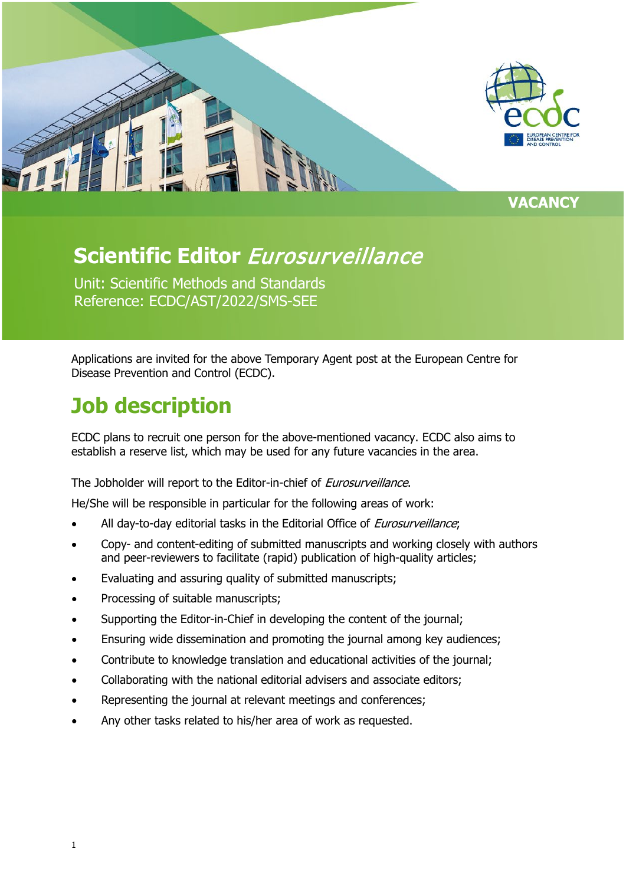VACANCY

# Scientific Editor *Eurosurveillance*

Unit: Scientific Methods and Standards
Reference: ECDC/AST/2022/SMS-SEE

Applications are invited for the above Temporary Agent post at the European Centre for Disease Prevention and Control (ECDC).

## Job description

ECDC plans to recruit one person for the above-mentioned vacancy. ECDC also aims to establish a reserve list, which may be used for any future vacancies in the area.

The Jobholder will report to the Editor-in-chief of *Eurosurveillance*.

He/She will be responsible in particular for the following areas of work:

- All day-to-day editorial tasks in the Editorial Office of *Eurosurveillance*;
- Copy- and content-editing of submitted manuscripts and working closely with authors and peer-reviewers to facilitate (rapid) publication of high-quality articles;
- Evaluating and assuring quality of submitted manuscripts;
- Processing of suitable manuscripts;
- Supporting the Editor-in-Chief in developing the content of the journal;
- Ensuring wide dissemination and promoting the journal among key audiences;
- Contribute to knowledge translation and educational activities of the journal;
- Collaborating with the national editorial advisers and associate editors;
- Representing the journal at relevant meetings and conferences;
- Any other tasks related to his/her area of work as requested.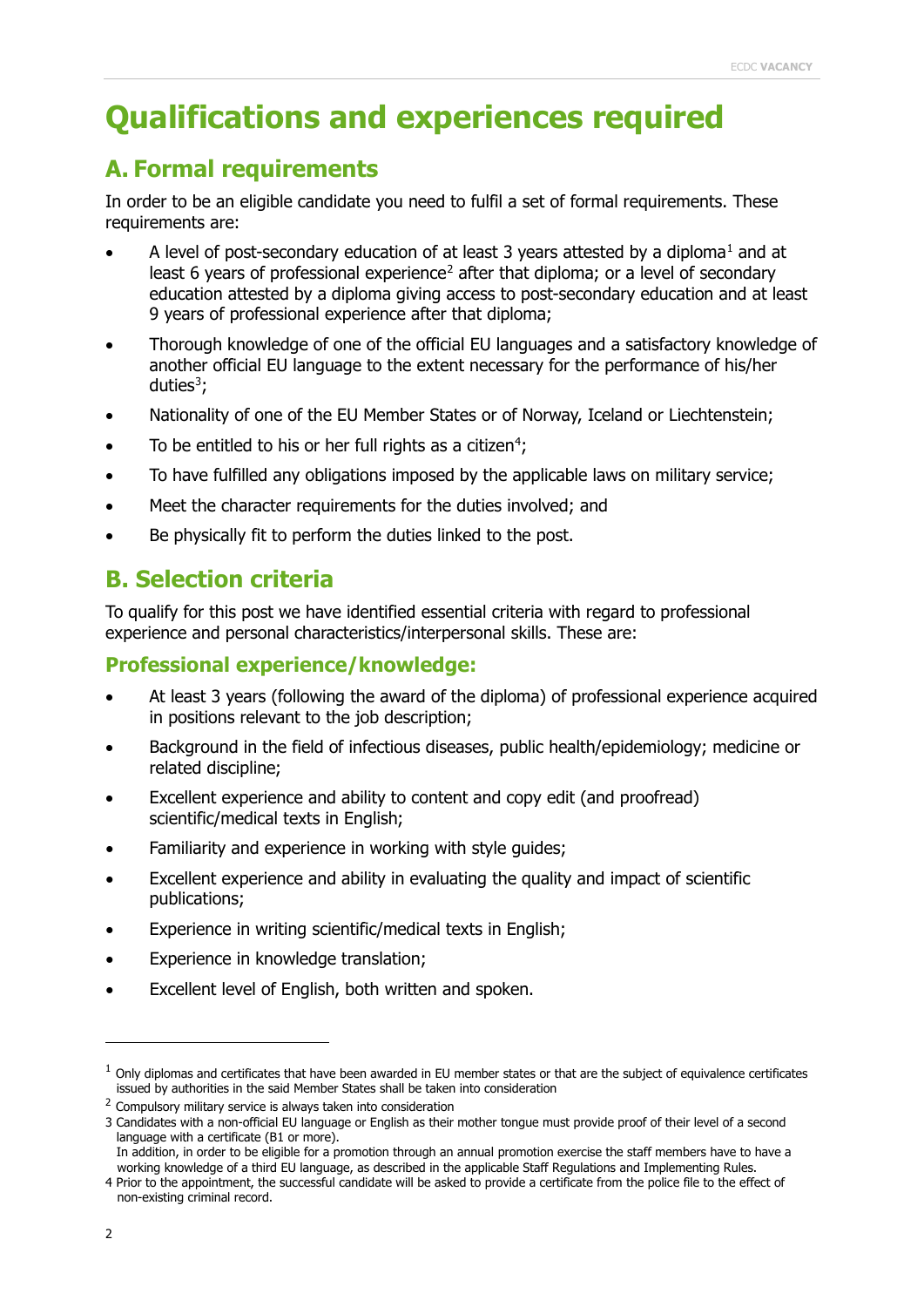# Qualifications and experiences required

## A. Formal requirements

In order to be an eligible candidate you need to fulfil a set of formal requirements. These requirements are:

- A level of post-secondary education of at least 3 years attested by a diploma[1] and at least 6 years of professional experience[2] after that diploma; or a level of secondary education attested by a diploma giving access to post-secondary education and at least 9 years of professional experience after that diploma;
- Thorough knowledge of one of the official EU languages and a satisfactory knowledge of another official EU language to the extent necessary for the performance of his/her duties[3];
- Nationality of one of the EU Member States or of Norway, Iceland or Liechtenstein;
- To be entitled to his or her full rights as a citizen[4];
- To have fulfilled any obligations imposed by the applicable laws on military service;
- Meet the character requirements for the duties involved; and
- Be physically fit to perform the duties linked to the post.

## B. Selection criteria

To qualify for this post we have identified essential criteria with regard to professional experience and personal characteristics/interpersonal skills. These are:

### Professional experience/knowledge:

- At least 3 years (following the award of the diploma) of professional experience acquired in positions relevant to the job description;
- Background in the field of infectious diseases, public health/epidemiology; medicine or related discipline;
- Excellent experience and ability to content and copy edit (and proofread) scientific/medical texts in English;
- Familiarity and experience in working with style guides;
- Excellent experience and ability in evaluating the quality and impact of scientific publications;
- Experience in writing scientific/medical texts in English;
- Experience in knowledge translation;
- Excellent level of English, both written and spoken.

---

[1] Only diplomas and certificates that have been awarded in EU member states or that are the subject of equivalence certificates issued by authorities in the said Member States shall be taken into consideration

[2] Compulsory military service is always taken into consideration

[3] Candidates with a non-official EU language or English as their mother tongue must provide proof of their level of a second language with a certificate (B1 or more).
In addition, in order to be eligible for a promotion through an annual promotion exercise the staff members have to have a working knowledge of a third EU language, as described in the applicable Staff Regulations and Implementing Rules.

[4] Prior to the appointment, the successful candidate will be asked to provide a certificate from the police file to the effect of non-existing criminal record.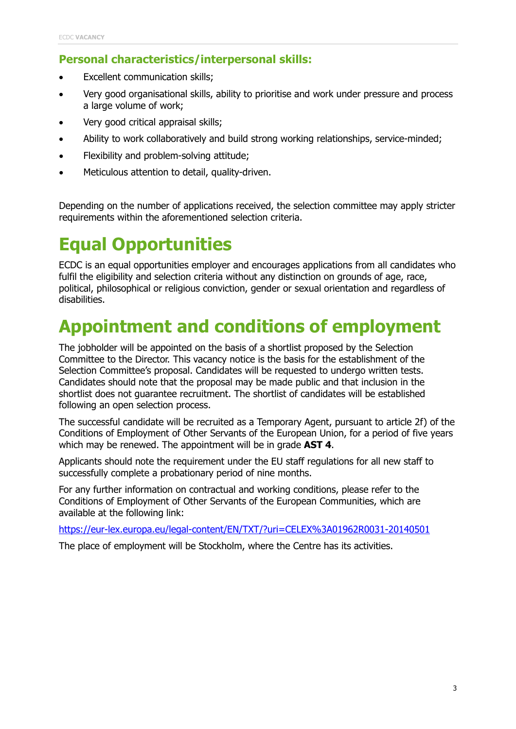### Personal characteristics/interpersonal skills:

- Excellent communication skills;
- Very good organisational skills, ability to prioritise and work under pressure and process a large volume of work;
- Very good critical appraisal skills;
- Ability to work collaboratively and build strong working relationships, service-minded;
- Flexibility and problem-solving attitude;
- Meticulous attention to detail, quality-driven.

Depending on the number of applications received, the selection committee may apply stricter requirements within the aforementioned selection criteria.

# Equal Opportunities

ECDC is an equal opportunities employer and encourages applications from all candidates who fulfil the eligibility and selection criteria without any distinction on grounds of age, race, political, philosophical or religious conviction, gender or sexual orientation and regardless of disabilities.

# Appointment and conditions of employment

The jobholder will be appointed on the basis of a shortlist proposed by the Selection Committee to the Director. This vacancy notice is the basis for the establishment of the Selection Committee's proposal. Candidates will be requested to undergo written tests. Candidates should note that the proposal may be made public and that inclusion in the shortlist does not guarantee recruitment. The shortlist of candidates will be established following an open selection process.

The successful candidate will be recruited as a Temporary Agent, pursuant to article 2f) of the Conditions of Employment of Other Servants of the European Union, for a period of five years which may be renewed. The appointment will be in grade **AST 4**.

Applicants should note the requirement under the EU staff regulations for all new staff to successfully complete a probationary period of nine months.

For any further information on contractual and working conditions, please refer to the Conditions of Employment of Other Servants of the European Communities, which are available at the following link:

[https://eur-lex.europa.eu/legal-content/EN/TXT/?uri=CELEX%3A01962R0031-20140501](https://eur-lex.europa.eu/legal-content/EN/TXT/?uri=CELEX%3A01962R0031-20140501)

The place of employment will be Stockholm, where the Centre has its activities.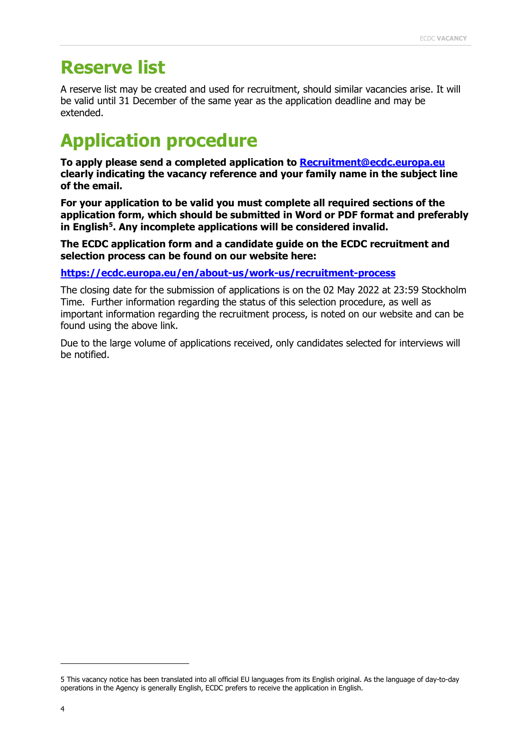# Reserve list

A reserve list may be created and used for recruitment, should similar vacancies arise. It will be valid until 31 December of the same year as the application deadline and may be extended.

# Application procedure

**To apply please send a completed application to [Recruitment@ecdc.europa.eu](mailto:Recruitment@ecdc.europa.eu) clearly indicating the vacancy reference and your family name in the subject line of the email.**

**For your application to be valid you must complete all required sections of the application form, which should be submitted in Word or PDF format and preferably in English[5]. Any incomplete applications will be considered invalid.**

**The ECDC application form and a candidate guide on the ECDC recruitment and selection process can be found on our website here:**

**[https://ecdc.europa.eu/en/about-us/work-us/recruitment-process](https://ecdc.europa.eu/en/about-us/work-us/recruitment-process)**

The closing date for the submission of applications is on the 02 May 2022 at 23:59 Stockholm Time. Further information regarding the status of this selection procedure, as well as important information regarding the recruitment process, is noted on our website and can be found using the above link.

Due to the large volume of applications received, only candidates selected for interviews will be notified.

---

5 This vacancy notice has been translated into all official EU languages from its English original. As the language of day-to-day operations in the Agency is generally English, ECDC prefers to receive the application in English.